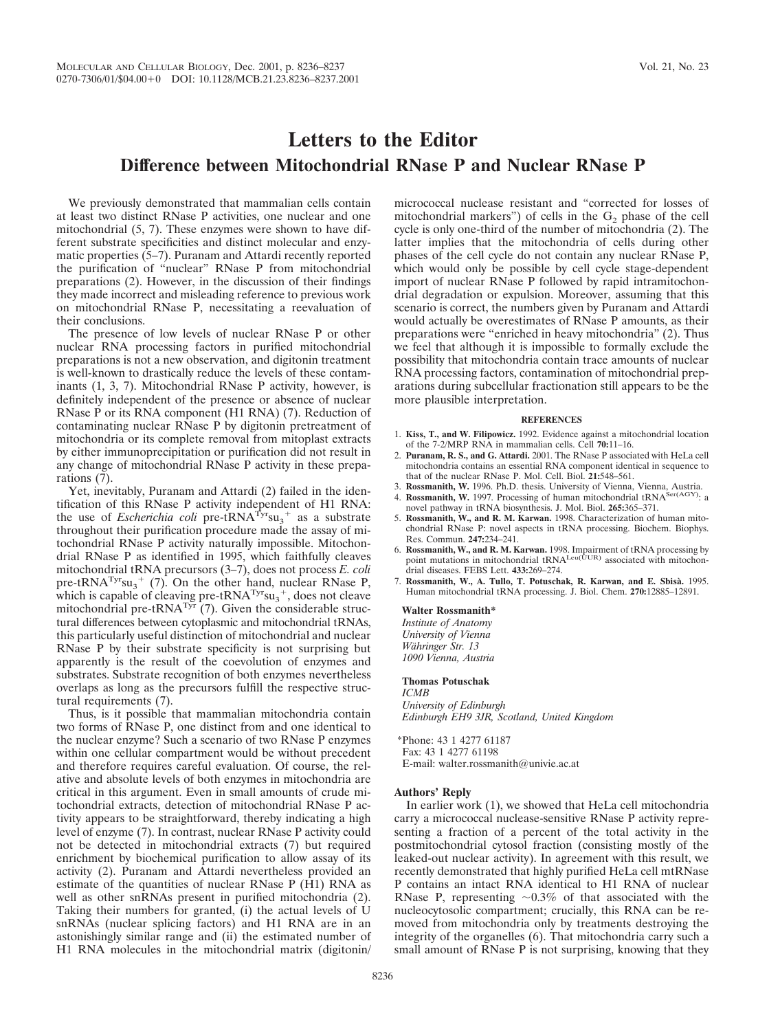# Letters to the Editor

## Difference between Mitochondrial RNase P and Nuclear RNase P

We previously demonstrated that mammalian cells contain at least two distinct RNase P activities, one nuclear and one mitochondrial (5, 7). These enzymes were shown to have different substrate specificities and distinct molecular and enzymatic properties (5–7). Puranam and Attardi recently reported the purification of "nuclear" RNase P from mitochondrial preparations (2). However, in the discussion of their findings they made incorrect and misleading reference to previous work on mitochondrial RNase P, necessitating a reevaluation of their conclusions.

The presence of low levels of nuclear RNase P or other nuclear RNA processing factors in purified mitochondrial preparations is not a new observation, and digitonin treatment is well-known to drastically reduce the levels of these contaminants (1, 3, 7). Mitochondrial RNase P activity, however, is definitely independent of the presence or absence of nuclear RNase P or its RNA component (H1 RNA) (7). Reduction of contaminating nuclear RNase P by digitonin pretreatment of mitochondria or its complete removal from mitoplast extracts by either immunoprecipitation or purification did not result in any change of mitochondrial RNase P activity in these preparations (7).

Yet, inevitably, Puranam and Attardi (2) failed in the identification of this RNase P activity independent of H1 RNA: the use of *Escherichia coli* pre-tRNA$^{Tyr}$su$_3$$^+$ as a substrate throughout their purification procedure made the assay of mitochondrial RNase P activity naturally impossible. Mitochondrial RNase P as identified in 1995, which faithfully cleaves mitochondrial tRNA precursors (3–7), does not process *E. coli* pre-tRNA$^{Tyr}$su$_3$$^+$ (7). On the other hand, nuclear RNase P, which is capable of cleaving pre-tRNA$^{Tyr}$su$_3$$^+$, does not cleave mitochondrial pre-tRNA$^{Tyr}$ (7). Given the considerable structural differences between cytoplasmic and mitochondrial tRNAs, this particularly useful distinction of mitochondrial and nuclear RNase P by their substrate specificity is not surprising but apparently is the result of the coevolution of enzymes and substrates. Substrate recognition of both enzymes nevertheless overlaps as long as the precursors fulfill the respective structural requirements (7).

Thus, is it possible that mammalian mitochondria contain two forms of RNase P, one distinct from and one identical to the nuclear enzyme? Such a scenario of two RNase P enzymes within one cellular compartment would be without precedent and therefore requires careful evaluation. Of course, the relative and absolute levels of both enzymes in mitochondria are critical in this argument. Even in small amounts of crude mitochondrial extracts, detection of mitochondrial RNase P activity appears to be straightforward, thereby indicating a high level of enzyme (7). In contrast, nuclear RNase P activity could not be detected in mitochondrial extracts (7) but required enrichment by biochemical purification to allow assay of its activity (2). Puranam and Attardi nevertheless provided an estimate of the quantities of nuclear RNase P (H1) RNA as well as other snRNAs present in purified mitochondria (2). Taking their numbers for granted, (i) the actual levels of U snRNAs (nuclear splicing factors) and H1 RNA are in an astonishingly similar range and (ii) the estimated number of H1 RNA molecules in the mitochondrial matrix (digitonin/micrococcal nuclease resistant and "corrected for losses of mitochondrial markers") of cells in the $G_2$ phase of the cell cycle is only one-third of the number of mitochondria (2). The latter implies that the mitochondria of cells during other phases of the cell cycle do not contain any nuclear RNase P, which would only be possible by cell cycle stage-dependent import of nuclear RNase P followed by rapid intramitochondrial degradation or expulsion. Moreover, assuming that this scenario is correct, the numbers given by Puranam and Attardi would actually be overestimates of RNase P amounts, as their preparations were "enriched in heavy mitochondria" (2). Thus we feel that although it is impossible to formally exclude the possibility that mitochondria contain trace amounts of nuclear RNA processing factors, contamination of mitochondrial preparations during subcellular fractionation still appears to be the more plausible interpretation.

### REFERENCES

1. **Kiss, T., and W. Filipowicz.** 1992. Evidence against a mitochondrial location of the 7-2/MRP RNA in mammalian cells. Cell **70:**11–16.
2. **Puranam, R. S., and G. Attardi.** 2001. The RNase P associated with HeLa cell mitochondria contains an essential RNA component identical in sequence to that of the nuclear RNase P. Mol. Cell. Biol. **21:**548–561.
3. **Rossmanith, W.** 1996. Ph.D. thesis. University of Vienna, Vienna, Austria.
4. **Rossmanith, W.** 1997. Processing of human mitochondrial tRNA$^{Ser(AGY)}$: a novel pathway in tRNA biosynthesis. J. Mol. Biol. **265:**365–371.
5. **Rossmanith, W., and R. M. Karwan.** 1998. Characterization of human mitochondrial RNase P: novel aspects in tRNA processing. Biochem. Biophys. Res. Commun. **247:**234–241.
6. **Rossmanith, W., and R. M. Karwan.** 1998. Impairment of tRNA processing by point mutations in mitochondrial tRNA$^{Leu(UUR)}$ associated with mitochondrial diseases. FEBS Lett. **433:**269–274.
7. **Rossmanith, W., A. Tullo, T. Potuschak, R. Karwan, and E. Sbisà.** 1995. Human mitochondrial tRNA processing. J. Biol. Chem. **270:**12885–12891.

**Walter Rossmanith***
*Institute of Anatomy*
*University of Vienna*
*Währinger Str. 13*
*1090 Vienna, Austria*

**Thomas Potuschak**
*ICMB*
*University of Edinburgh*
*Edinburgh EH9 3JR, Scotland, United Kingdom*

*Phone: 43 1 4277 61187
Fax: 43 1 4277 61198
E-mail: walter.rossmanith@univie.ac.at

### Authors' Reply

In earlier work (1), we showed that HeLa cell mitochondria carry a micrococcal nuclease-sensitive RNase P activity representing a fraction of a percent of the total activity in the postmitochondrial cytosol fraction (consisting mostly of the leaked-out nuclear activity). In agreement with this result, we recently demonstrated that highly purified HeLa cell mtRNase P contains an intact RNA identical to H1 RNA of nuclear RNase P, representing ~0.3% of that associated with the nucleocytosolic compartment; crucially, this RNA can be removed from mitochondria only by treatments destroying the integrity of the organelles (6). That mitochondria carry such a small amount of RNase P is not surprising, knowing that they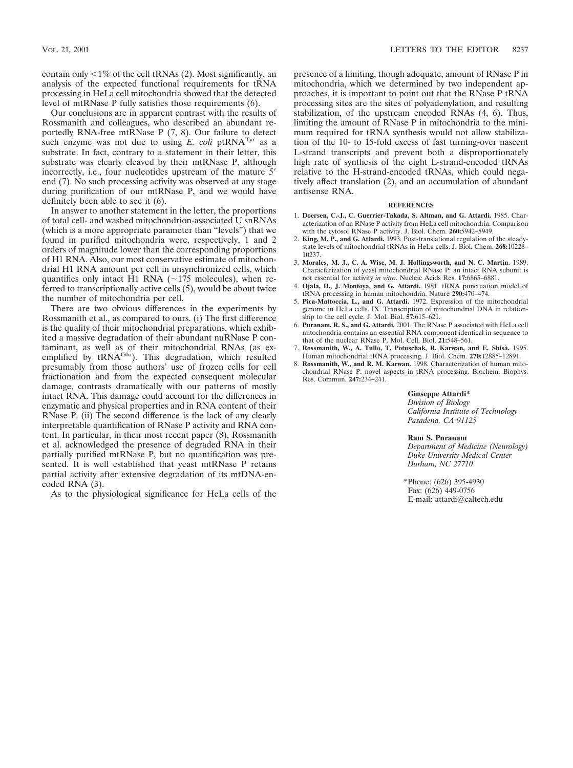contain only <1% of the cell tRNAs (2). Most significantly, an analysis of the expected functional requirements for tRNA processing in HeLa cell mitochondria showed that the detected level of mtRNase P fully satisfies those requirements (6).

Our conclusions are in apparent contrast with the results of Rossmanith and colleagues, who described an abundant reportedly RNA-free mtRNase P (7, 8). Our failure to detect such enzyme was not due to using *E. coli* ptRNA$^{Tyr}$ as a substrate. In fact, contrary to a statement in their letter, this substrate was clearly cleaved by their mtRNase P, although incorrectly, i.e., four nucleotides upstream of the mature 5′ end (7). No such processing activity was observed at any stage during purification of our mtRNase P, and we would have definitely been able to see it (6).

In answer to another statement in the letter, the proportions of total cell- and washed mitochondrion-associated U snRNAs (which is a more appropriate parameter than "levels") that we found in purified mitochondria were, respectively, 1 and 2 orders of magnitude lower than the corresponding proportions of H1 RNA. Also, our most conservative estimate of mitochondrial H1 RNA amount per cell in unsynchronized cells, which quantifies only intact H1 RNA (~175 molecules), when referred to transcriptionally active cells (5), would be about twice the number of mitochondria per cell.

There are two obvious differences in the experiments by Rossmanith et al., as compared to ours. (i) The first difference is the quality of their mitochondrial preparations, which exhibited a massive degradation of their abundant nuRNase P contaminant, as well as of their mitochondrial RNAs (as exemplified by tRNA$^{Glu}$). This degradation, which resulted presumably from those authors' use of frozen cells for cell fractionation and from the expected consequent molecular damage, contrasts dramatically with our patterns of mostly intact RNA. This damage could account for the differences in enzymatic and physical properties and in RNA content of their RNase P. (ii) The second difference is the lack of any clearly interpretable quantification of RNase P activity and RNA content. In particular, in their most recent paper (8), Rossmanith et al. acknowledged the presence of degraded RNA in their partially purified mtRNase P, but no quantification was presented. It is well established that yeast mtRNase P retains partial activity after extensive degradation of its mtDNA-encoded RNA (3).

As to the physiological significance for HeLa cells of the presence of a limiting, though adequate, amount of RNase P in mitochondria, which we determined by two independent approaches, it is important to point out that the RNase P tRNA processing sites are the sites of polyadenylation, and resulting stabilization, of the upstream encoded RNAs (4, 6). Thus, limiting the amount of RNase P in mitochondria to the minimum required for tRNA synthesis would not allow stabilization of the 10- to 15-fold excess of fast turning-over nascent L-strand transcripts and prevent both a disproportionately high rate of synthesis of the eight L-strand-encoded tRNAs relative to the H-strand-encoded tRNAs, which could negatively affect translation (2), and an accumulation of abundant antisense RNA.

## REFERENCES

1. **Doersen, C.-J., C. Guerrier-Takada, S. Altman, and G. Attardi.** 1985. Characterization of an RNase P activity from HeLa cell mitochondria. Comparison with the cytosol RNase P activity. J. Biol. Chem. **260:**5942–5949.
2. **King, M. P., and G. Attardi.** 1993. Post-translational regulation of the steady-state levels of mitochondrial tRNAs in HeLa cells. J. Biol. Chem. **268:**10228–10237.
3. **Morales, M. J., C. A. Wise, M. J. Hollingsworth, and N. C. Martin.** 1989. Characterization of yeast mitochondrial RNase P: an intact RNA subunit is not essential for activity *in vitro*. Nucleic Acids Res. **17:**6865–6881.
4. **Ojala, D., J. Montoya, and G. Attardi.** 1981. tRNA punctuation model of tRNA processing in human mitochondria. Nature **290:**470–474.
5. **Pica-Mattoccia, L., and G. Attardi.** 1972. Expression of the mitochondrial genome in HeLa cells. IX. Transcription of mitochondrial DNA in relationship to the cell cycle. J. Mol. Biol. **57:**615–621.
6. **Puranam, R. S., and G. Attardi.** 2001. The RNase P associated with HeLa cell mitochondria contains an essential RNA component identical in sequence to that of the nuclear RNase P. Mol. Cell. Biol. **21:**548–561.
7. **Rossmanith, W., A. Tullo, T. Potuschak, R. Karwan, and E. Sbisà.** 1995. Human mitochondrial tRNA processing. J. Biol. Chem. **270:**12885–12891.
8. **Rossmanith, W., and R. M. Karwan.** 1998. Characterization of human mitochondrial RNase P: novel aspects in tRNA processing. Biochem. Biophys. Res. Commun. **247:**234–241.

**Giuseppe Attardi***
*Division of Biology*
*California Institute of Technology*
*Pasadena, CA 91125*

**Ram S. Puranam**
*Department of Medicine (Neurology)*
*Duke University Medical Center*
*Durham, NC 27710*

*Phone: (626) 395-4930
Fax: (626) 449-0756
E-mail: attardi@caltech.edu